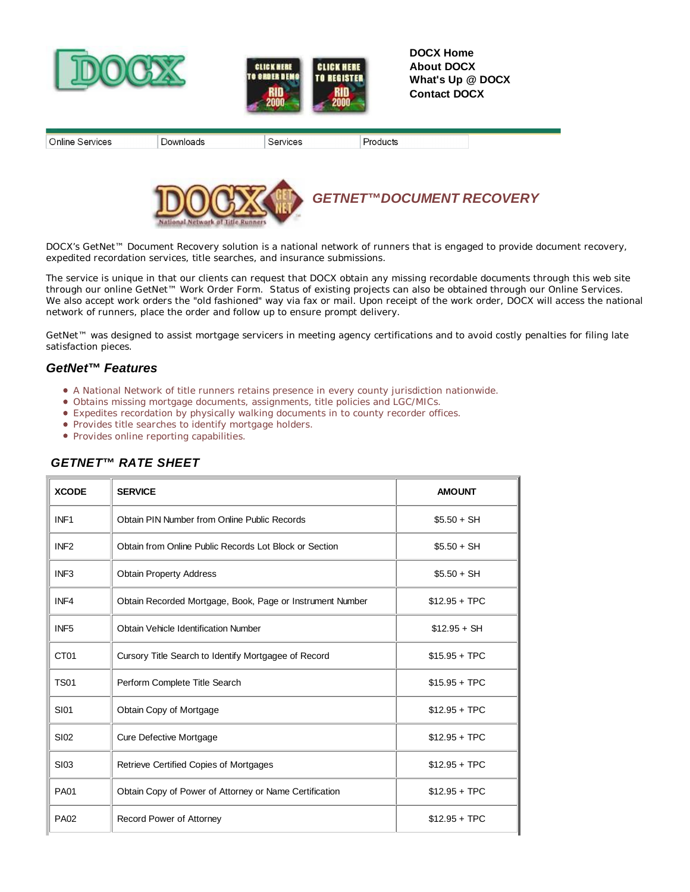DOCX Home
About DOCX
What's Up @ DOCX
Contact DOCX

| Online Services | Downloads | Services | Products |
|---|---|---|---|

# GETNET™DOCUMENT RECOVERY

DOCX's GetNet™ Document Recovery solution is a national network of runners that is engaged to provide document recovery, expedited recordation services, title searches, and insurance submissions.

The service is unique in that our clients can request that DOCX obtain any missing recordable documents through this web site through our online GetNet™ Work Order Form. Status of existing projects can also be obtained through our Online Services. We also accept work orders the "old fashioned" way via fax or mail. Upon receipt of the work order, DOCX will access the national network of runners, place the order and follow up to ensure prompt delivery.

GetNet™ was designed to assist mortgage servicers in meeting agency certifications and to avoid costly penalties for filing late satisfaction pieces.

## GetNet™ Features

- A National Network of title runners retains presence in every county jurisdiction nationwide.
- Obtains missing mortgage documents, assignments, title policies and LGC/MICs.
- Expedites recordation by physically walking documents in to county recorder offices.
- Provides title searches to identify mortgage holders.
- Provides online reporting capabilities.

## GETNET™ RATE SHEET

| XCODE | SERVICE | AMOUNT |
|---|---|---|
| INF1 | Obtain PIN Number from Online Public Records | $5.50 + SH |
| INF2 | Obtain from Online Public Records Lot Block or Section | $5.50 + SH |
| INF3 | Obtain Property Address | $5.50 + SH |
| INF4 | Obtain Recorded Mortgage, Book, Page or Instrument Number | $12.95 + TPC |
| INF5 | Obtain Vehicle Identification Number | $12.95 + SH |
| CT01 | Cursory Title Search to Identify Mortgagee of Record | $15.95 + TPC |
| TS01 | Perform Complete Title Search | $15.95 + TPC |
| SI01 | Obtain Copy of Mortgage | $12.95 + TPC |
| SI02 | Cure Defective Mortgage | $12.95 + TPC |
| SI03 | Retrieve Certified Copies of Mortgages | $12.95 + TPC |
| PA01 | Obtain Copy of Power of Attorney or Name Certification | $12.95 + TPC |
| PA02 | Record Power of Attorney | $12.95 + TPC |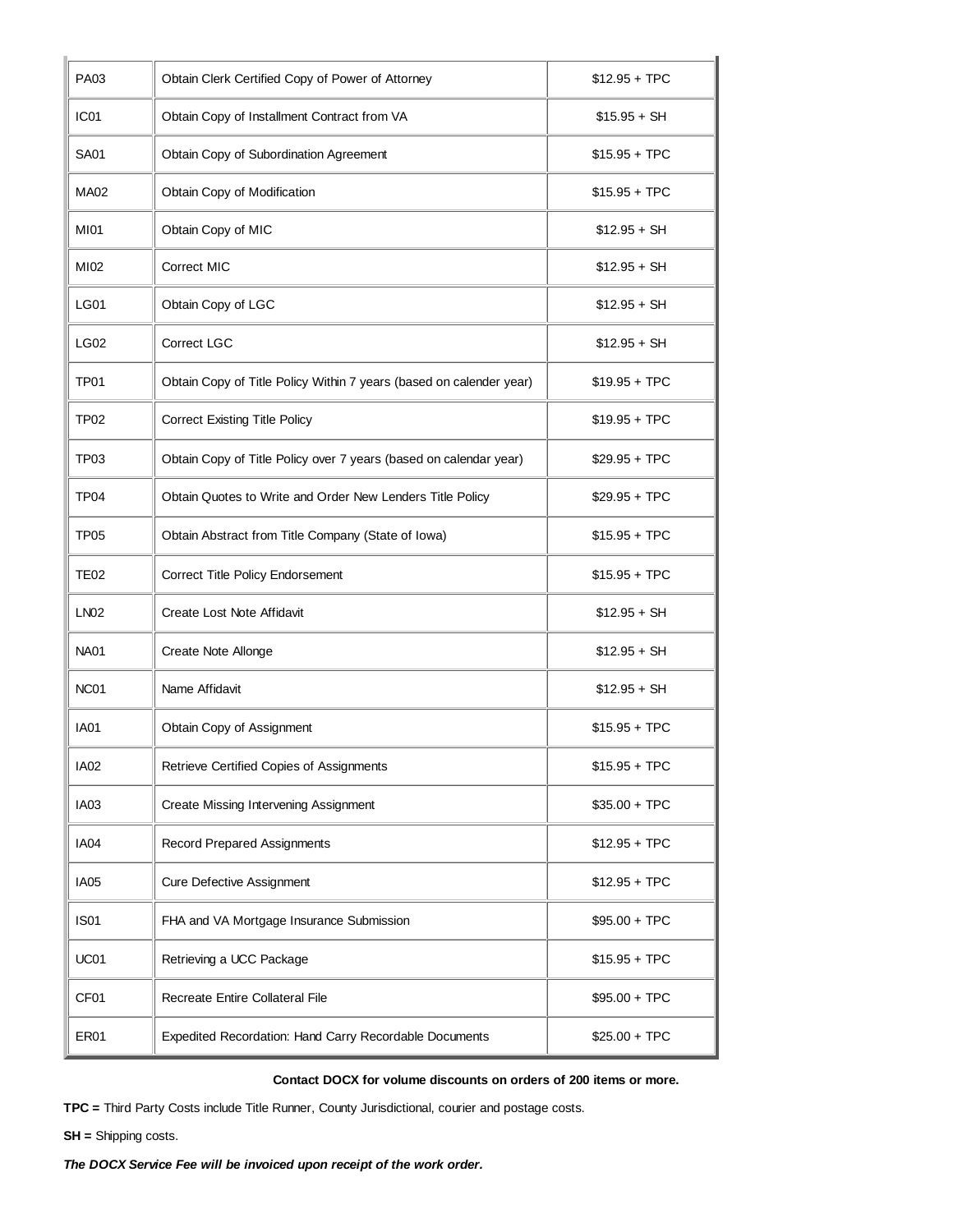| PA03 | Obtain Clerk Certified Copy of Power of Attorney | $12.95 + TPC |
|---|---|---|
| IC01 | Obtain Copy of Installment Contract from VA | $15.95 + SH |
| SA01 | Obtain Copy of Subordination Agreement | $15.95 + TPC |
| MA02 | Obtain Copy of Modification | $15.95 + TPC |
| MI01 | Obtain Copy of MIC | $12.95 + SH |
| MI02 | Correct MIC | $12.95 + SH |
| LG01 | Obtain Copy of LGC | $12.95 + SH |
| LG02 | Correct LGC | $12.95 + SH |
| TP01 | Obtain Copy of Title Policy Within 7 years (based on calender year) | $19.95 + TPC |
| TP02 | Correct Existing Title Policy | $19.95 + TPC |
| TP03 | Obtain Copy of Title Policy over 7 years (based on calendar year) | $29.95 + TPC |
| TP04 | Obtain Quotes to Write and Order New Lenders Title Policy | $29.95 + TPC |
| TP05 | Obtain Abstract from Title Company (State of Iowa) | $15.95 + TPC |
| TE02 | Correct Title Policy Endorsement | $15.95 + TPC |
| LN02 | Create Lost Note Affidavit | $12.95 + SH |
| NA01 | Create Note Allonge | $12.95 + SH |
| NC01 | Name Affidavit | $12.95 + SH |
| IA01 | Obtain Copy of Assignment | $15.95 + TPC |
| IA02 | Retrieve Certified Copies of Assignments | $15.95 + TPC |
| IA03 | Create Missing Intervening Assignment | $35.00 + TPC |
| IA04 | Record Prepared Assignments | $12.95 + TPC |
| IA05 | Cure Defective Assignment | $12.95 + TPC |
| IS01 | FHA and VA Mortgage Insurance Submission | $95.00 + TPC |
| UC01 | Retrieving a UCC Package | $15.95 + TPC |
| CF01 | Recreate Entire Collateral File | $95.00 + TPC |
| ER01 | Expedited Recordation: Hand Carry Recordable Documents | $25.00 + TPC |

**Contact DOCX for volume discounts on orders of 200 items or more.**

**TPC =** Third Party Costs include Title Runner, County Jurisdictional, courier and postage costs.

**SH =** Shipping costs.

***The DOCX Service Fee will be invoiced upon receipt of the work order.***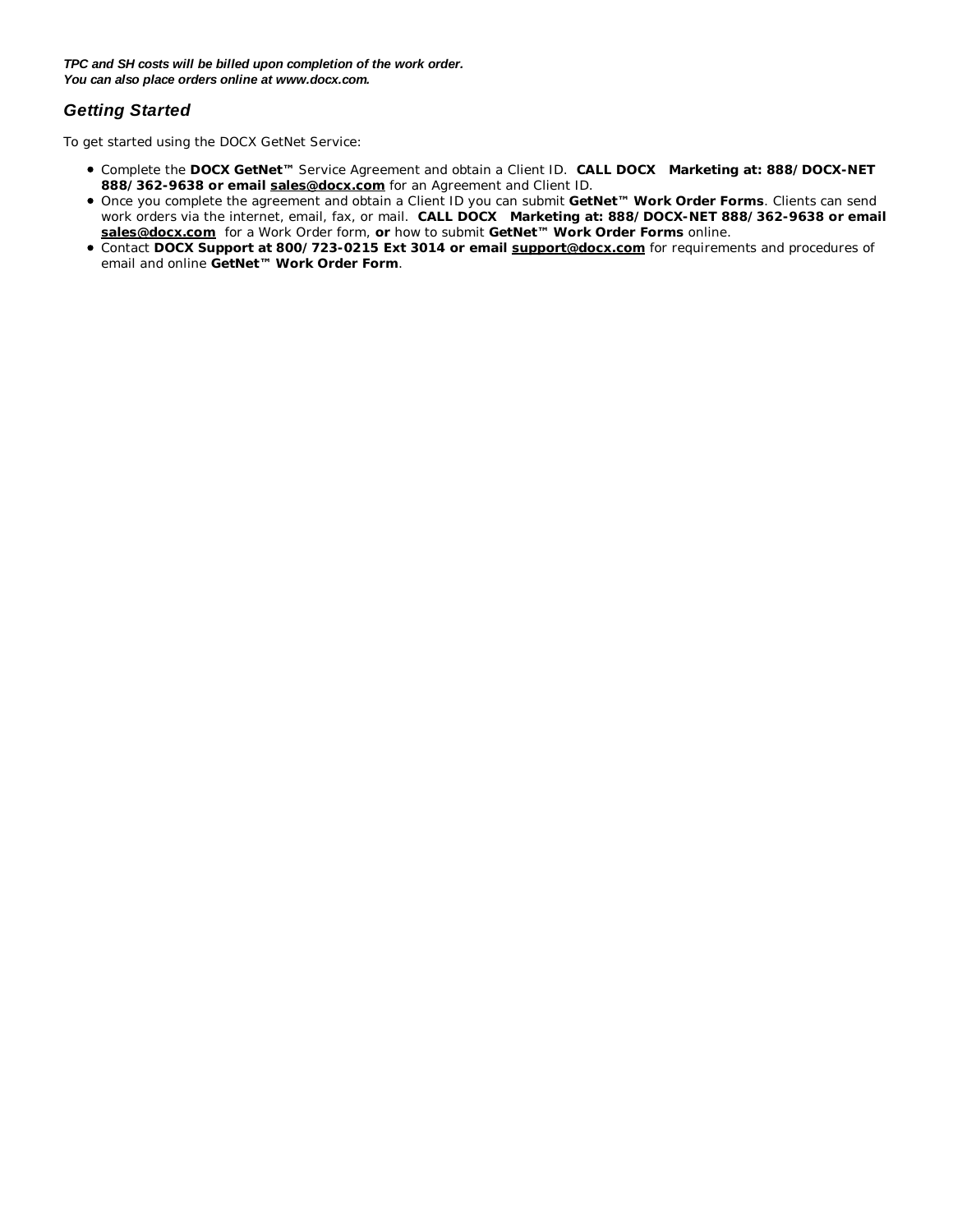***TPC and SH costs will be billed upon completion of the work order.***
***You can also place orders online at www.docx.com.***

## *Getting Started*

To get started using the DOCX GetNet Service:

- Complete the **DOCX GetNet™** Service Agreement and obtain a Client ID. **CALL DOCX Marketing at: 888/DOCX-NET 888/362-9638 or email sales@docx.com** for an Agreement and Client ID.
- Once you complete the agreement and obtain a Client ID you can submit **GetNet™ Work Order Forms**. Clients can send work orders via the internet, email, fax, or mail. **CALL DOCX Marketing at: 888/DOCX-NET 888/362-9638 or email sales@docx.com** for a Work Order form, **or** how to submit **GetNet™ Work Order Forms** online.
- Contact **DOCX Support at 800/723-0215 Ext 3014 or email support@docx.com** for requirements and procedures of email and online **GetNet™ Work Order Form**.